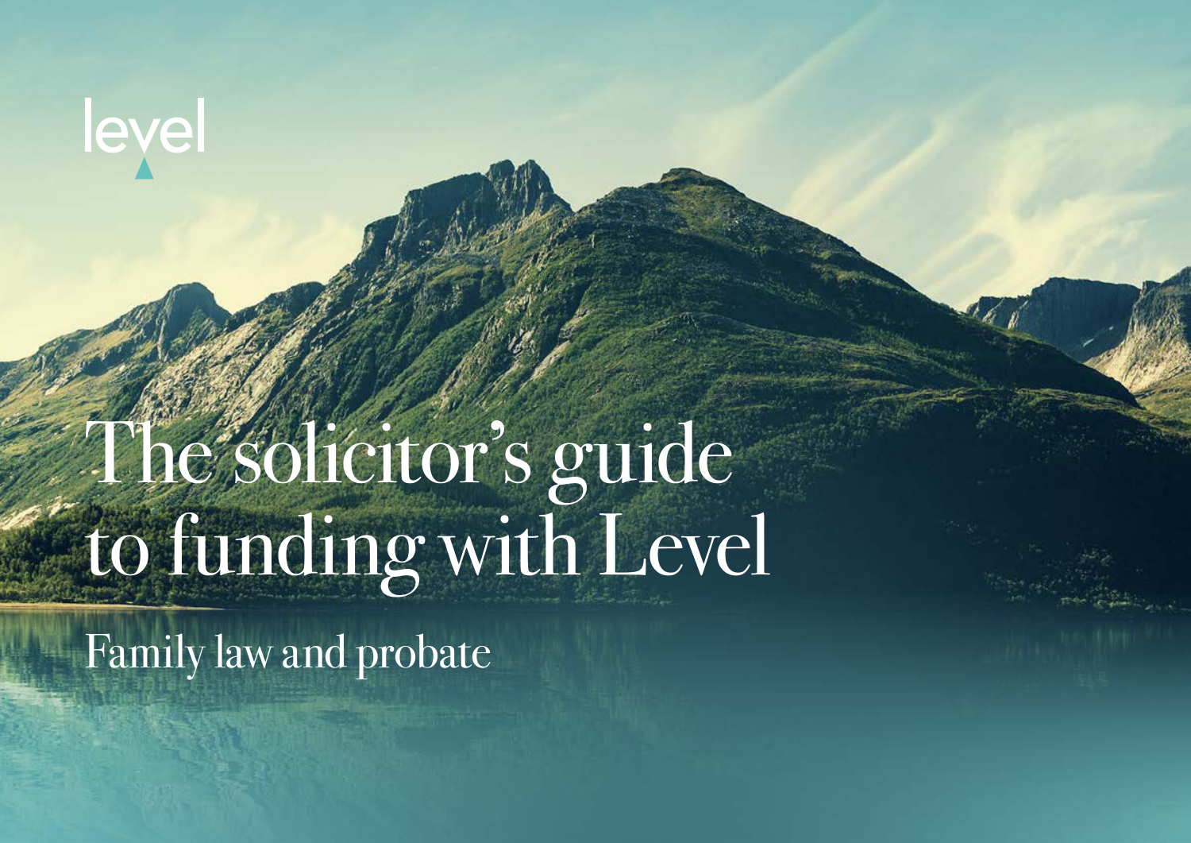level

# The solicitor's guide to funding with Level

## Family law and probate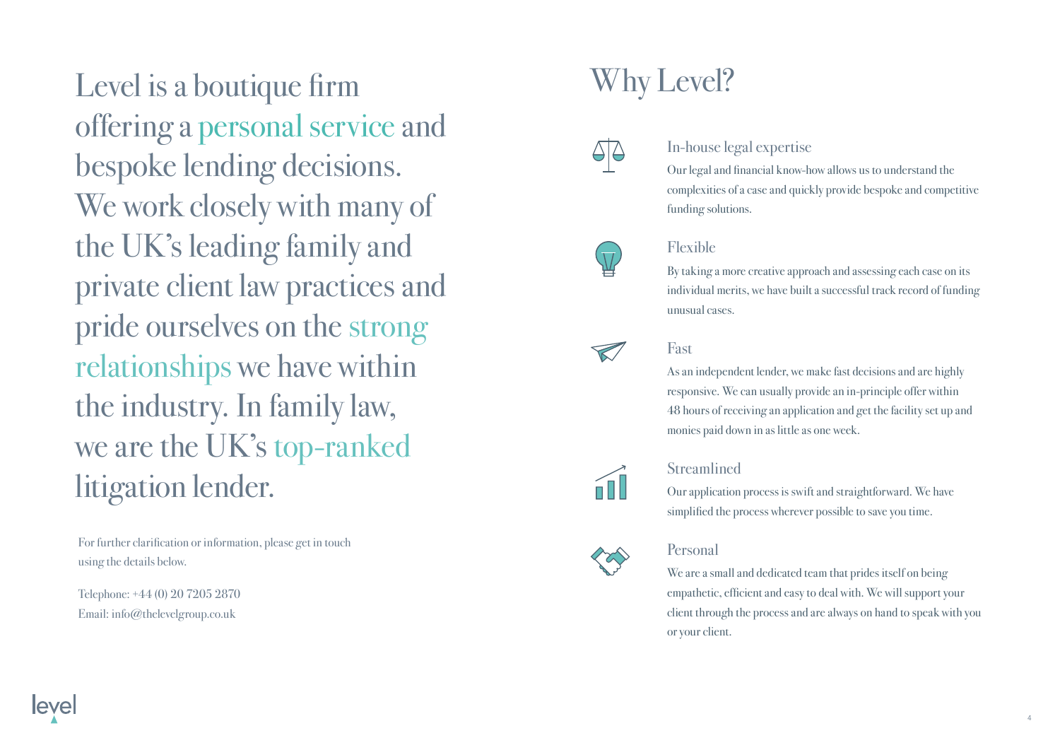Level is a boutique firm offering a personal service and bespoke lending decisions. We work closely with many of the UK's leading family and private client law practices and pride ourselves on the strong relationships we have within the industry. In family law, we are the UK's top-ranked litigation lender.

For further clarification or information, please get in touch using the details below.

Telephone: +44 (0) 20 7205 2870
Email: info@thelevelgroup.co.uk

# Why Level?

### In-house legal expertise

Our legal and financial know-how allows us to understand the complexities of a case and quickly provide bespoke and competitive funding solutions.

### Flexible

By taking a more creative approach and assessing each case on its individual merits, we have built a successful track record of funding unusual cases.

### Fast

As an independent lender, we make fast decisions and are highly responsive. We can usually provide an in-principle offer within 48 hours of receiving an application and get the facility set up and monies paid down in as little as one week.

### Streamlined

Our application process is swift and straightforward. We have simplified the process wherever possible to save you time.

### Personal

We are a small and dedicated team that prides itself on being empathetic, efficient and easy to deal with. We will support your client through the process and are always on hand to speak with you or your client.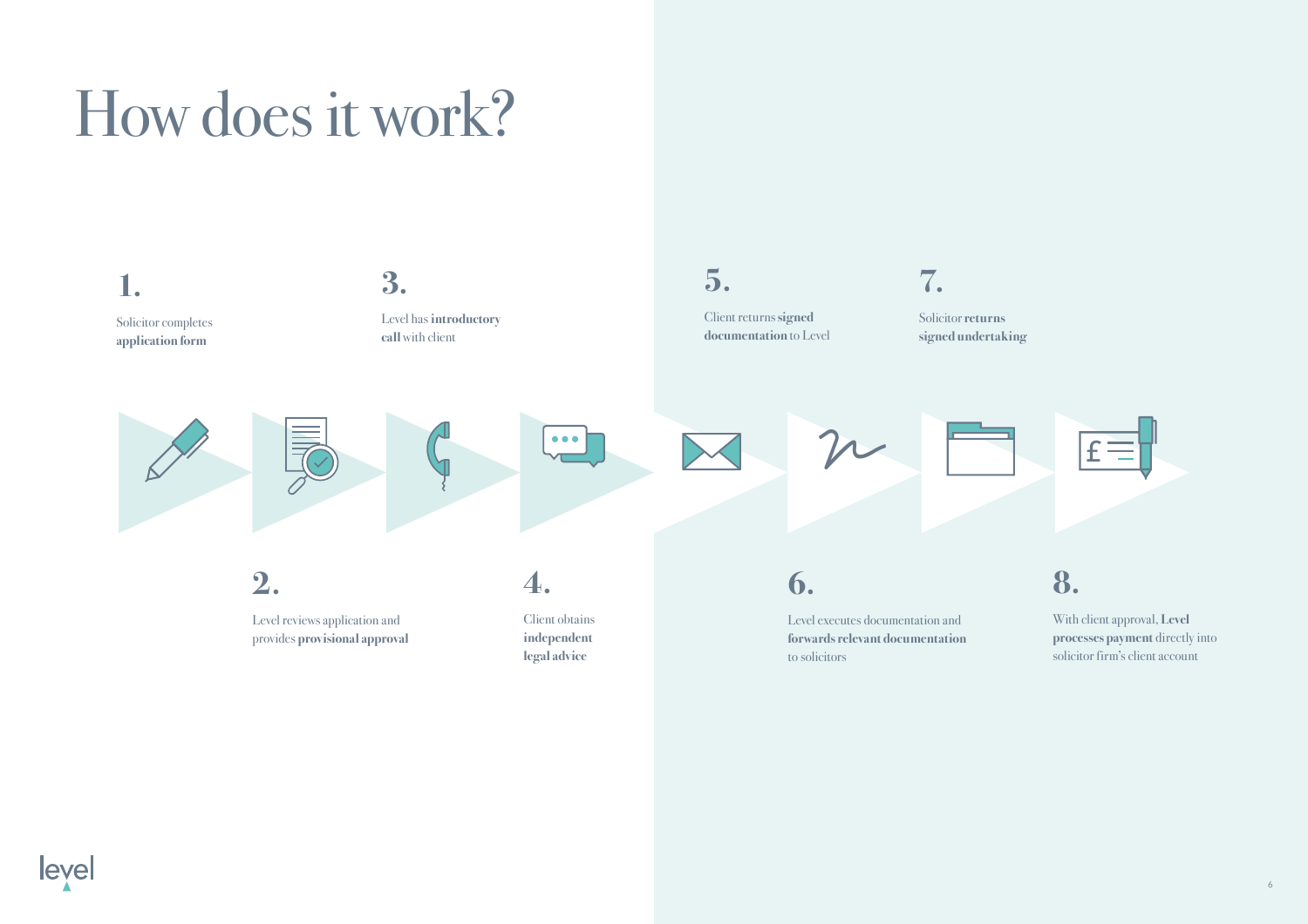# How does it work?

**1.**

Solicitor completes **application form**

**2.**

Level reviews application and provides **provisional approval**

**3.**

Level has **introductory call** with client

**4.**

Client obtains **independent legal advice**

**5.**

Client returns **signed documentation** to Level

**6.**

Level executes documentation and **forwards relevant documentation** to solicitors

**7.**

Solicitor **returns signed undertaking**

**8.**

With client approval, **Level processes payment** directly into solicitor firm's client account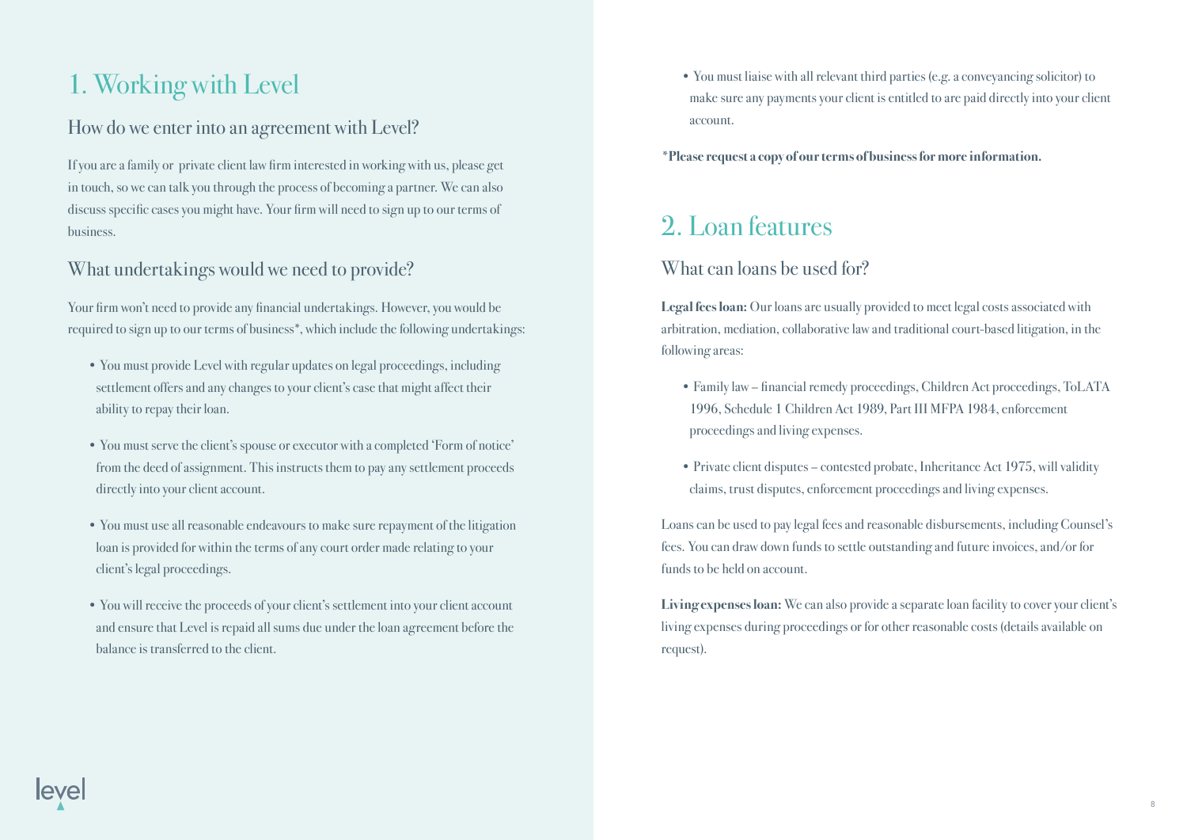# 1. Working with Level

## How do we enter into an agreement with Level?

If you are a family or private client law firm interested in working with us, please get in touch, so we can talk you through the process of becoming a partner. We can also discuss specific cases you might have. Your firm will need to sign up to our terms of business.

## What undertakings would we need to provide?

Your firm won't need to provide any financial undertakings. However, you would be required to sign up to our terms of business*, which include the following undertakings:

- You must provide Level with regular updates on legal proceedings, including settlement offers and any changes to your client's case that might affect their ability to repay their loan.
- You must serve the client's spouse or executor with a completed 'Form of notice' from the deed of assignment. This instructs them to pay any settlement proceeds directly into your client account.
- You must use all reasonable endeavours to make sure repayment of the litigation loan is provided for within the terms of any court order made relating to your client's legal proceedings.
- You will receive the proceeds of your client's settlement into your client account and ensure that Level is repaid all sums due under the loan agreement before the balance is transferred to the client.
- You must liaise with all relevant third parties (e.g. a conveyancing solicitor) to make sure any payments your client is entitled to are paid directly into your client account.

**\*Please request a copy of our terms of business for more information.**

# 2. Loan features

## What can loans be used for?

**Legal fees loan:** Our loans are usually provided to meet legal costs associated with arbitration, mediation, collaborative law and traditional court-based litigation, in the following areas:

- Family law – financial remedy proceedings, Children Act proceedings, ToLATA 1996, Schedule 1 Children Act 1989, Part III MFPA 1984, enforcement proceedings and living expenses.
- Private client disputes – contested probate, Inheritance Act 1975, will validity claims, trust disputes, enforcement proceedings and living expenses.

Loans can be used to pay legal fees and reasonable disbursements, including Counsel's fees. You can draw down funds to settle outstanding and future invoices, and/or for funds to be held on account.

**Living expenses loan:** We can also provide a separate loan facility to cover your client's living expenses during proceedings or for other reasonable costs (details available on request).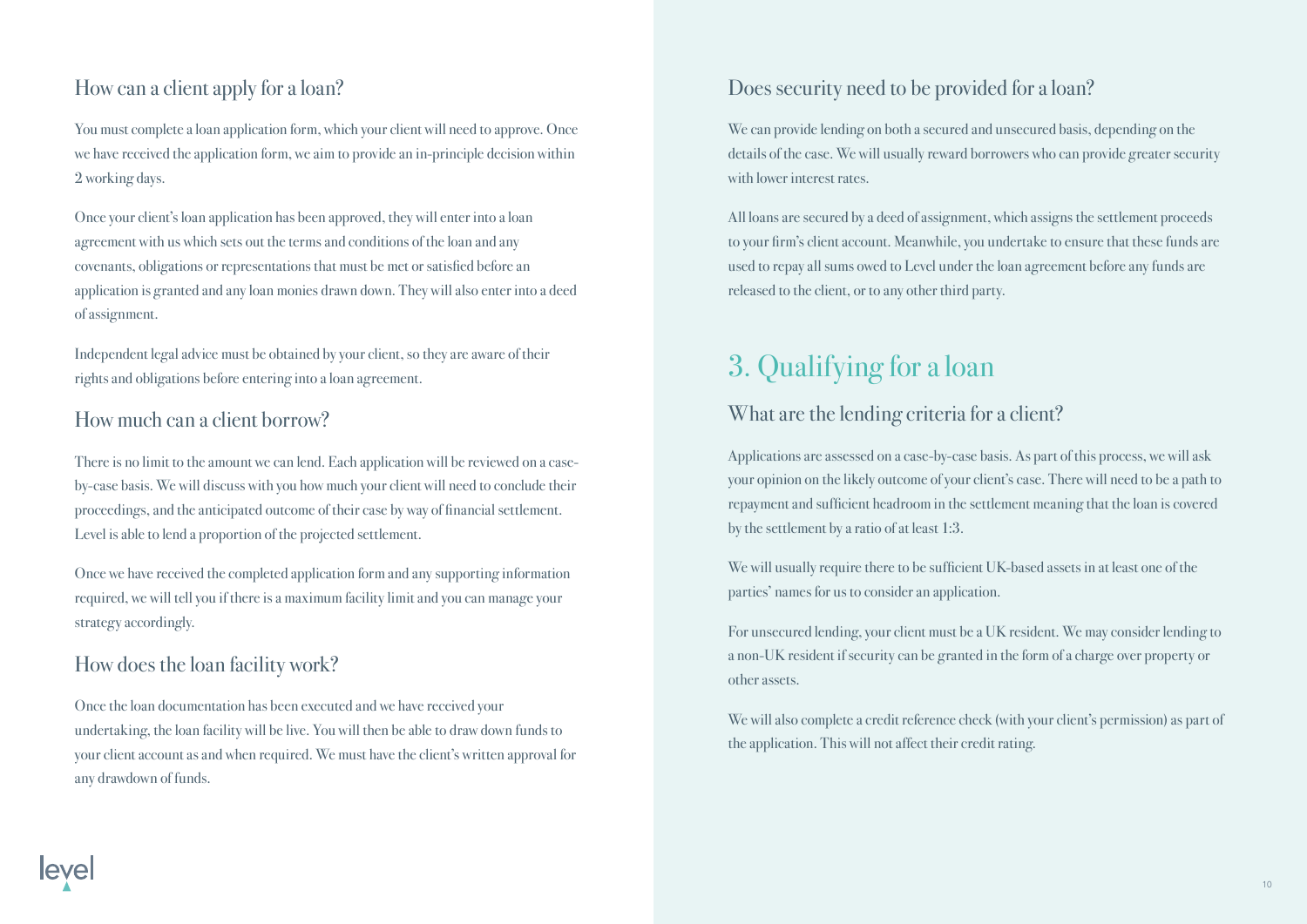### How can a client apply for a loan?

You must complete a loan application form, which your client will need to approve. Once we have received the application form, we aim to provide an in-principle decision within 2 working days.

Once your client's loan application has been approved, they will enter into a loan agreement with us which sets out the terms and conditions of the loan and any covenants, obligations or representations that must be met or satisfied before an application is granted and any loan monies drawn down. They will also enter into a deed of assignment.

Independent legal advice must be obtained by your client, so they are aware of their rights and obligations before entering into a loan agreement.

### How much can a client borrow?

There is no limit to the amount we can lend. Each application will be reviewed on a case-by-case basis. We will discuss with you how much your client will need to conclude their proceedings, and the anticipated outcome of their case by way of financial settlement. Level is able to lend a proportion of the projected settlement.

Once we have received the completed application form and any supporting information required, we will tell you if there is a maximum facility limit and you can manage your strategy accordingly.

### How does the loan facility work?

Once the loan documentation has been executed and we have received your undertaking, the loan facility will be live. You will then be able to draw down funds to your client account as and when required. We must have the client's written approval for any drawdown of funds.

### Does security need to be provided for a loan?

We can provide lending on both a secured and unsecured basis, depending on the details of the case. We will usually reward borrowers who can provide greater security with lower interest rates.

All loans are secured by a deed of assignment, which assigns the settlement proceeds to your firm's client account. Meanwhile, you undertake to ensure that these funds are used to repay all sums owed to Level under the loan agreement before any funds are released to the client, or to any other third party.

## 3. Qualifying for a loan

### What are the lending criteria for a client?

Applications are assessed on a case-by-case basis. As part of this process, we will ask your opinion on the likely outcome of your client's case. There will need to be a path to repayment and sufficient headroom in the settlement meaning that the loan is covered by the settlement by a ratio of at least 1:3.

We will usually require there to be sufficient UK-based assets in at least one of the parties' names for us to consider an application.

For unsecured lending, your client must be a UK resident. We may consider lending to a non-UK resident if security can be granted in the form of a charge over property or other assets.

We will also complete a credit reference check (with your client's permission) as part of the application. This will not affect their credit rating.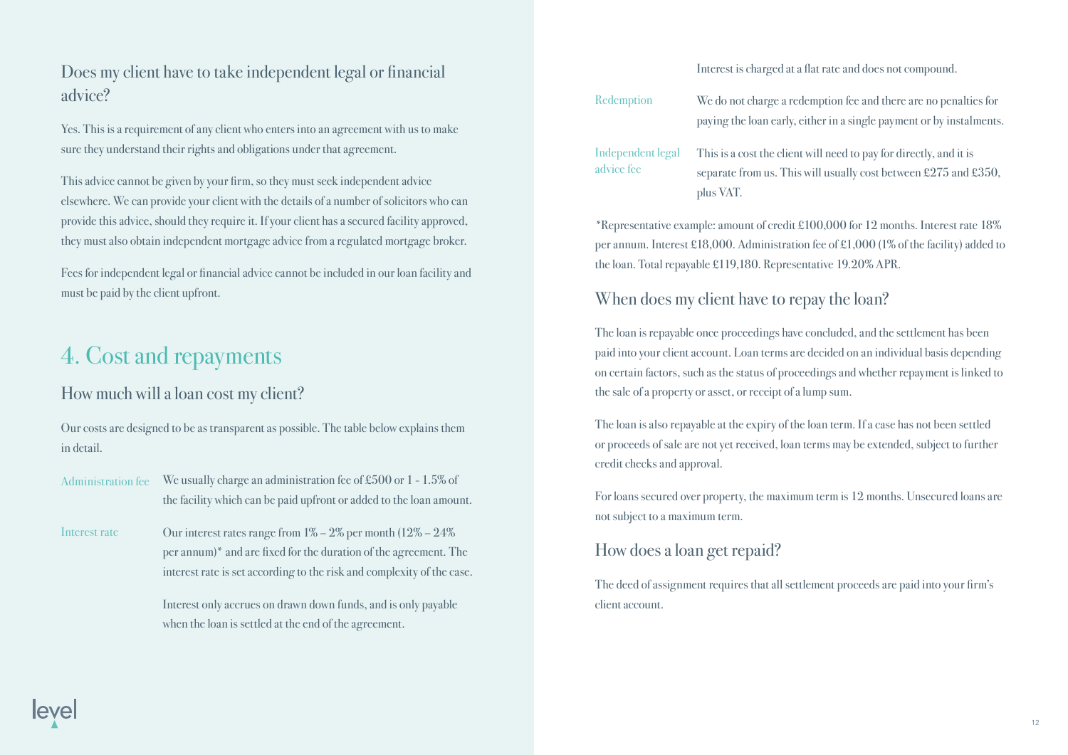### Does my client have to take independent legal or financial advice?

Yes. This is a requirement of any client who enters into an agreement with us to make sure they understand their rights and obligations under that agreement.

This advice cannot be given by your firm, so they must seek independent advice elsewhere. We can provide your client with the details of a number of solicitors who can provide this advice, should they require it. If your client has a secured facility approved, they must also obtain independent mortgage advice from a regulated mortgage broker.

Fees for independent legal or financial advice cannot be included in our loan facility and must be paid by the client upfront.

## 4. Cost and repayments

### How much will a loan cost my client?

Our costs are designed to be as transparent as possible. The table below explains them in detail.

| | |
|---|---|
| Administration fee | We usually charge an administration fee of £500 or 1 - 1.5% of the facility which can be paid upfront or added to the loan amount. |
| Interest rate | Our interest rates range from 1% – 2% per month (12% – 24% per annum)* and are fixed for the duration of the agreement. The interest rate is set according to the risk and complexity of the case.<br><br>Interest only accrues on drawn down funds, and is only payable when the loan is settled at the end of the agreement.<br><br>Interest is charged at a flat rate and does not compound. |
| Redemption | We do not charge a redemption fee and there are no penalties for paying the loan early, either in a single payment or by instalments. |
| Independent legal advice fee | This is a cost the client will need to pay for directly, and it is separate from us. This will usually cost between £275 and £350, plus VAT. |

*Representative example: amount of credit £100,000 for 12 months. Interest rate 18% per annum. Interest £18,000. Administration fee of £1,000 (1% of the facility) added to the loan. Total repayable £119,180. Representative 19.20% APR.

### When does my client have to repay the loan?

The loan is repayable once proceedings have concluded, and the settlement has been paid into your client account. Loan terms are decided on an individual basis depending on certain factors, such as the status of proceedings and whether repayment is linked to the sale of a property or asset, or receipt of a lump sum.

The loan is also repayable at the expiry of the loan term. If a case has not been settled or proceeds of sale are not yet received, loan terms may be extended, subject to further credit checks and approval.

For loans secured over property, the maximum term is 12 months. Unsecured loans are not subject to a maximum term.

### How does a loan get repaid?

The deed of assignment requires that all settlement proceeds are paid into your firm's client account.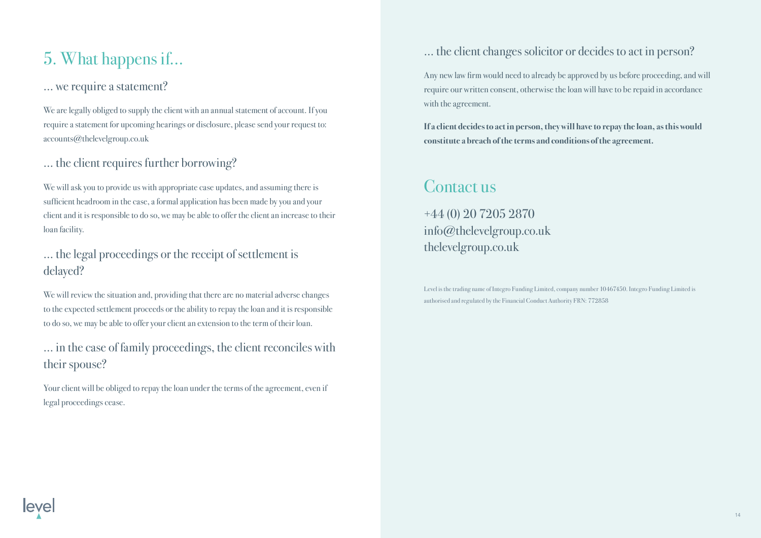## 5. What happens if…

### … we require a statement?

We are legally obliged to supply the client with an annual statement of account. If you require a statement for upcoming hearings or disclosure, please send your request to: accounts@thelevelgroup.co.uk

### … the client requires further borrowing?

We will ask you to provide us with appropriate case updates, and assuming there is sufficient headroom in the case, a formal application has been made by you and your client and it is responsible to do so, we may be able to offer the client an increase to their loan facility.

### … the legal proceedings or the receipt of settlement is delayed?

We will review the situation and, providing that there are no material adverse changes to the expected settlement proceeds or the ability to repay the loan and it is responsible to do so, we may be able to offer your client an extension to the term of their loan.

### … in the case of family proceedings, the client reconciles with their spouse?

Your client will be obliged to repay the loan under the terms of the agreement, even if legal proceedings cease.

### … the client changes solicitor or decides to act in person?

Any new law firm would need to already be approved by us before proceeding, and will require our written consent, otherwise the loan will have to be repaid in accordance with the agreement.

**If a client decides to act in person, they will have to repay the loan, as this would constitute a breach of the terms and conditions of the agreement.**

## Contact us

+44 (0) 20 7205 2870
info@thelevelgroup.co.uk
thelevelgroup.co.uk

Level is the trading name of Integro Funding Limited, company number 10467450. Integro Funding Limited is authorised and regulated by the Financial Conduct Authority FRN: 772858